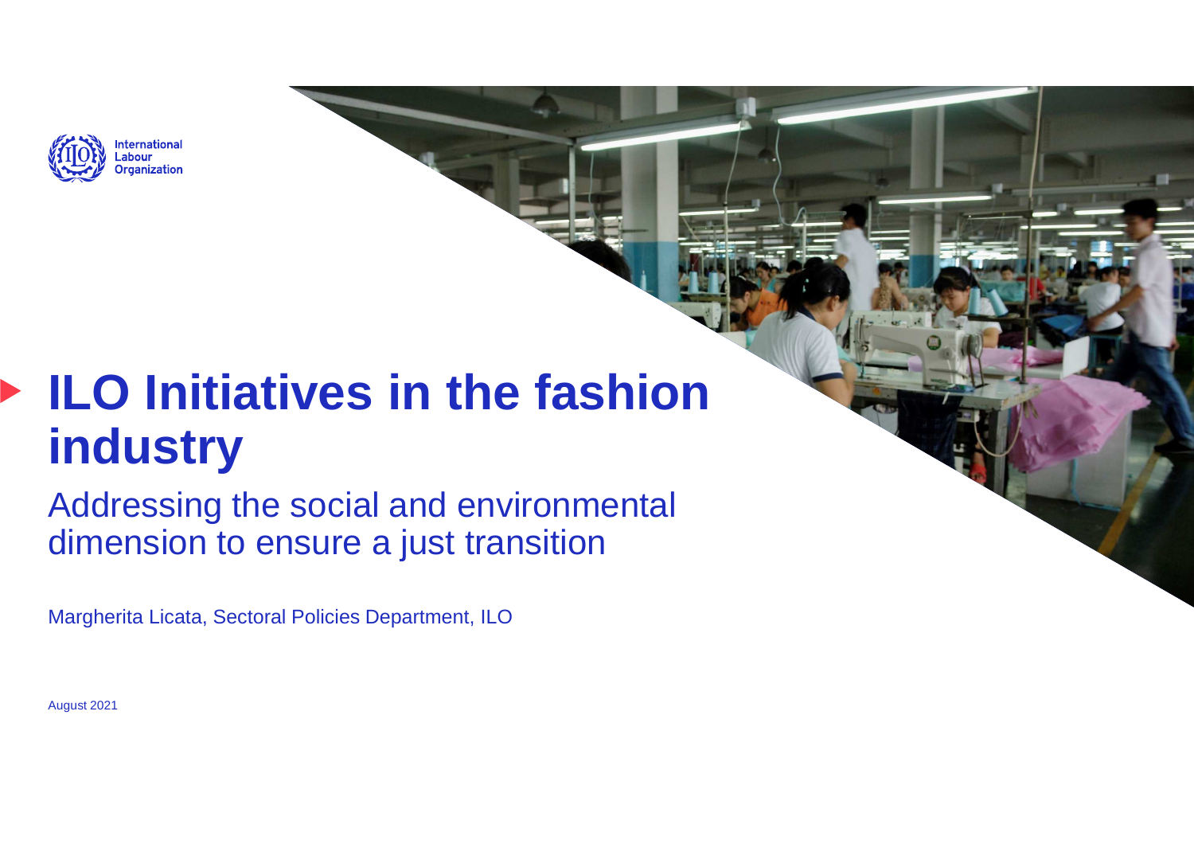International Labour Organization

# ILO Initiatives in the fashion industry

## Addressing the social and environmental dimension to ensure a just transition

Margherita Licata, Sectoral Policies Department, ILO

August 2021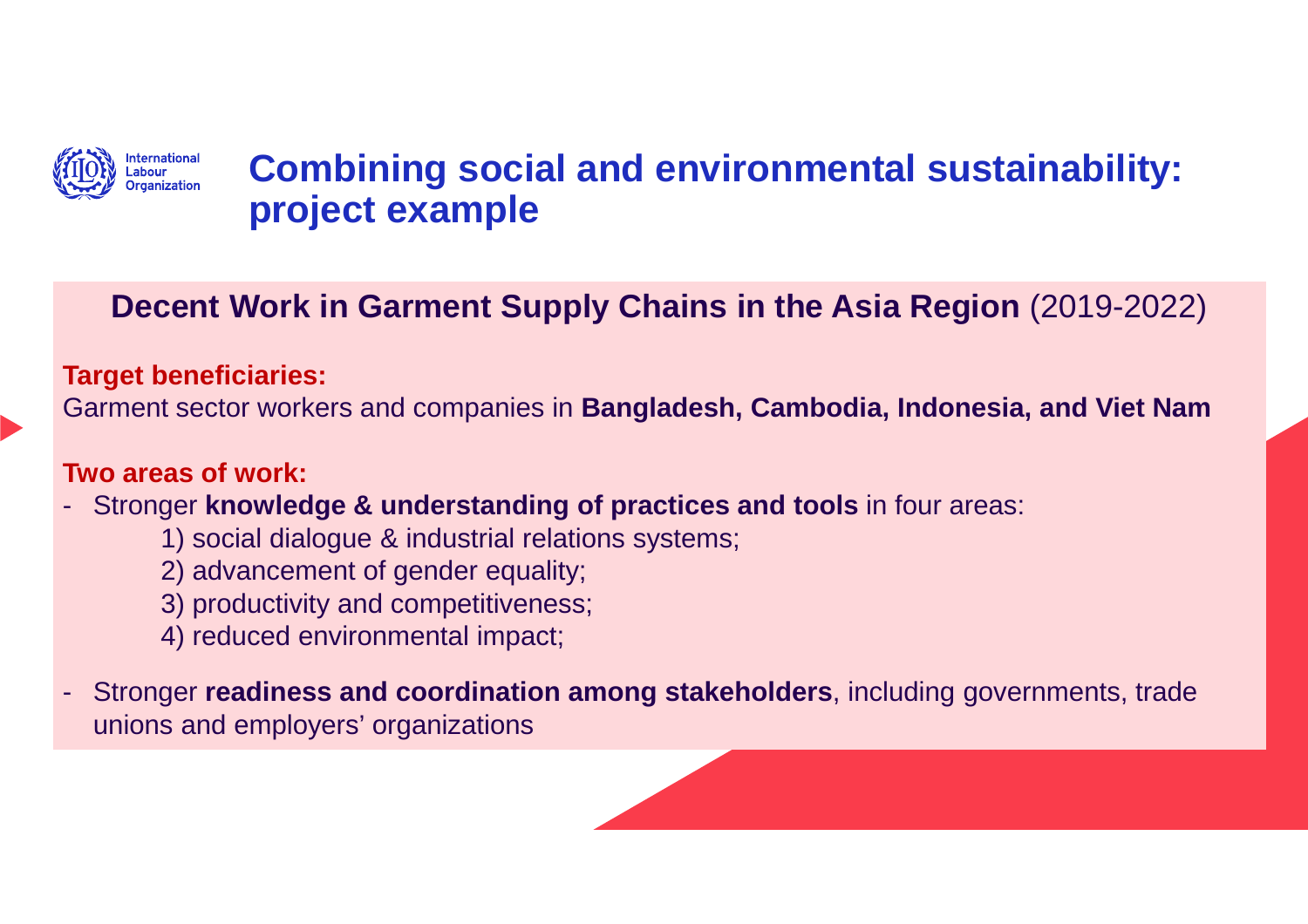# Combining social and environmental sustainability: project example

## **Decent Work in Garment Supply Chains in the Asia Region** (2019-2022)

**Target beneficiaries:**

Garment sector workers and companies in **Bangladesh, Cambodia, Indonesia, and Viet Nam**

**Two areas of work:**

- Stronger **knowledge & understanding of practices and tools** in four areas:
  1) social dialogue & industrial relations systems;
  2) advancement of gender equality;
  3) productivity and competitiveness;
  4) reduced environmental impact;
- Stronger **readiness and coordination among stakeholders**, including governments, trade unions and employers' organizations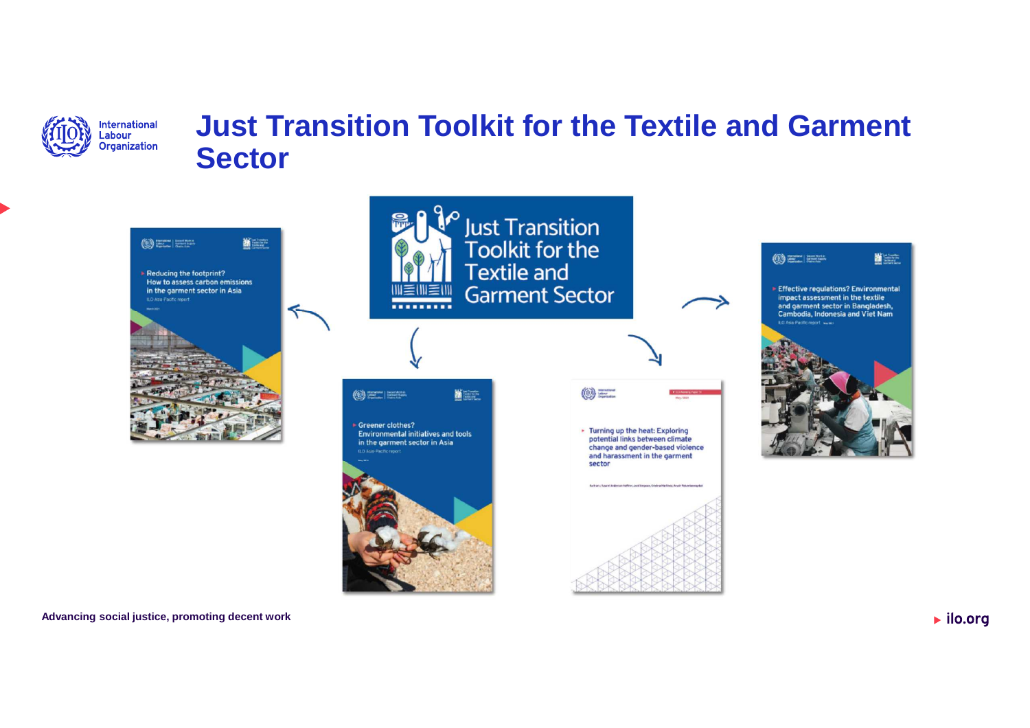# Just Transition Toolkit for the Textile and Garment Sector

Just Transition Toolkit for the Textile and Garment Sector

Reducing the footprint? How to assess carbon emissions in the garment sector in Asia
ILO Asia-Pacific report

Greener clothes? Environmental initiatives and tools in the garment sector in Asia
ILO Asia-Pacific report

Turning up the heat: Exploring potential links between climate change and gender-based violence and harassment in the garment sector

Effective regulations? Environmental impact assessment in the textile and garment sector in Bangladesh, Cambodia, Indonesia and Viet Nam
ILO Asia-Pacific report

Advancing social justice, promoting decent work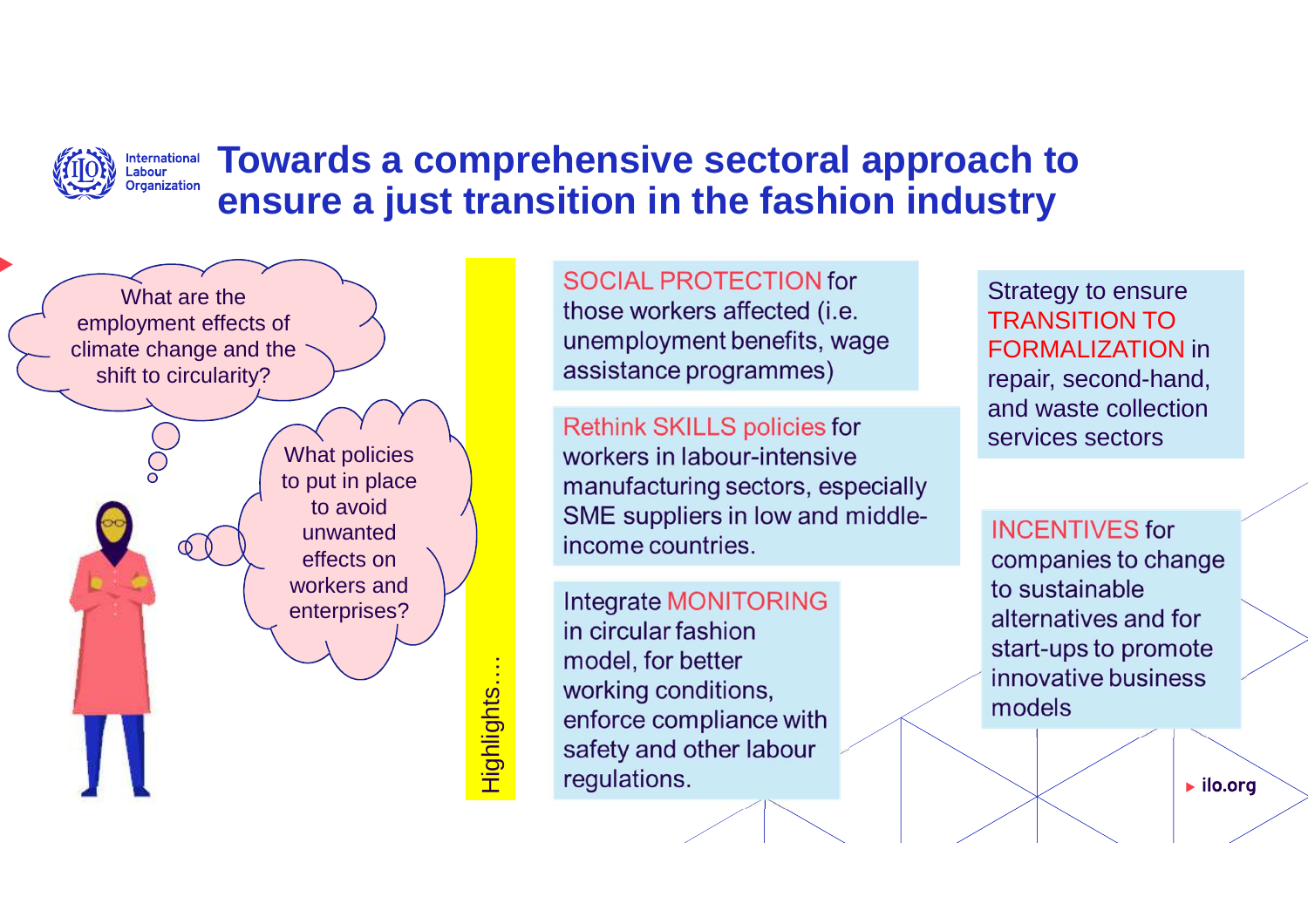# Towards a comprehensive sectoral approach to ensure a just transition in the fashion industry

What are the employment effects of climate change and the shift to circularity?

What policies to put in place to avoid unwanted effects on workers and enterprises?

Highlights…

SOCIAL PROTECTION for those workers affected (i.e. unemployment benefits, wage assistance programmes)

Rethink SKILLS policies for workers in labour-intensive manufacturing sectors, especially SME suppliers in low and middle-income countries.

Integrate MONITORING in circular fashion model, for better working conditions, enforce compliance with safety and other labour regulations.

Strategy to ensure TRANSITION TO FORMALIZATION in repair, second-hand, and waste collection services sectors

INCENTIVES for companies to change to sustainable alternatives and for start-ups to promote innovative business models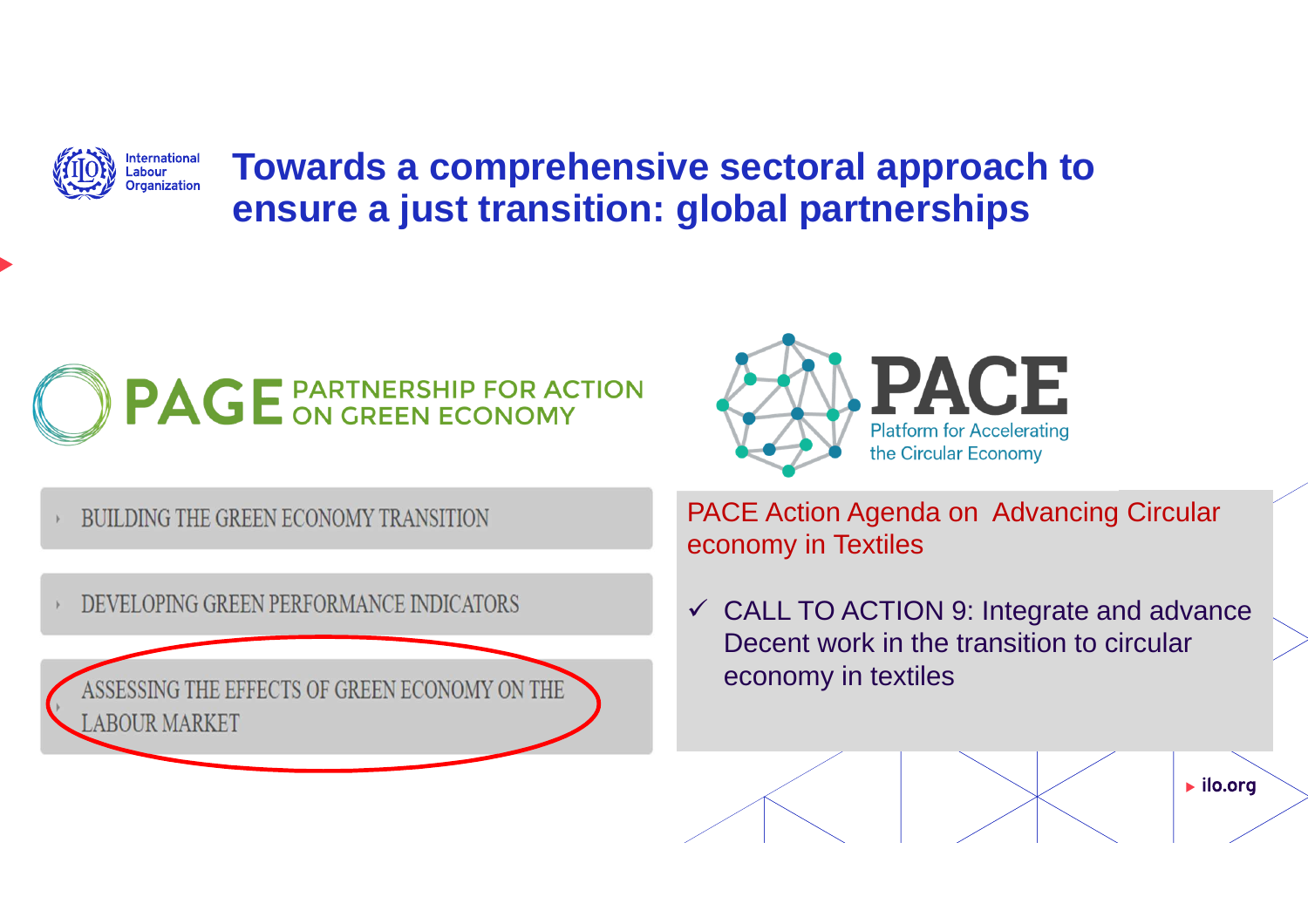# Towards a comprehensive sectoral approach to ensure a just transition: global partnerships

## PAGE PARTNERSHIP FOR ACTION ON GREEN ECONOMY

- BUILDING THE GREEN ECONOMY TRANSITION
- DEVELOPING GREEN PERFORMANCE INDICATORS
- ASSESSING THE EFFECTS OF GREEN ECONOMY ON THE LABOUR MARKET

## PACE Platform for Accelerating the Circular Economy

PACE Action Agenda on Advancing Circular economy in Textiles

- ✓ CALL TO ACTION 9: Integrate and advance Decent work in the transition to circular economy in textiles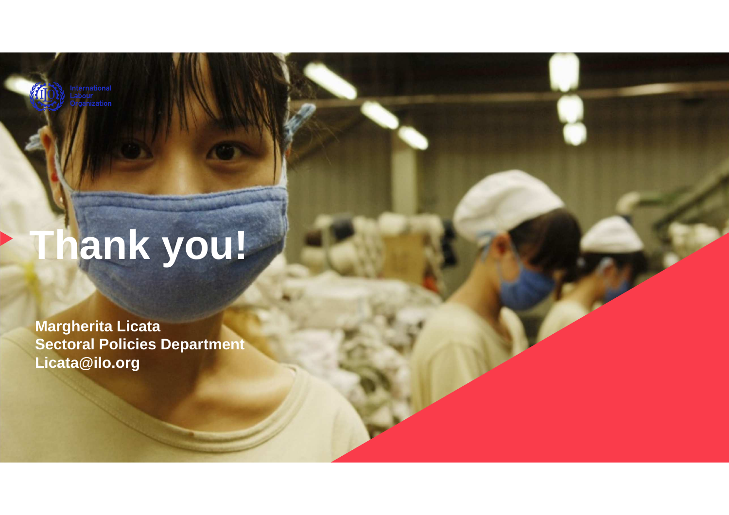International Labour Organization

# Thank you!

**Margherita Licata**
**Sectoral Policies Department**
**Licata@ilo.org**